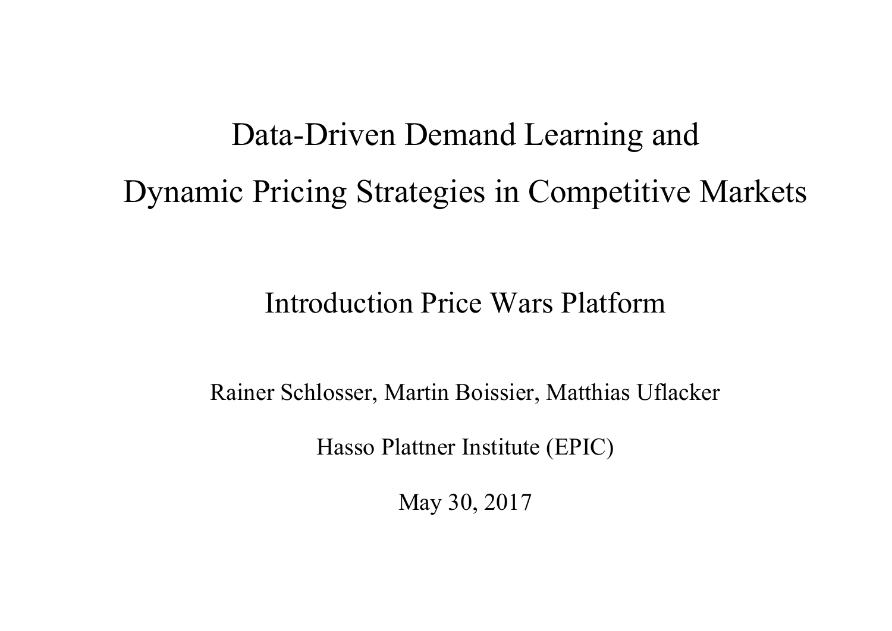# Data-Driven Demand Learning and Dynamic Pricing Strategies in Competitive Markets

## Introduction Price Wars Platform

Rainer Schlosser, Martin Boissier, Matthias Uflacker

Hasso Plattner Institute (EPIC)

May 30, 2017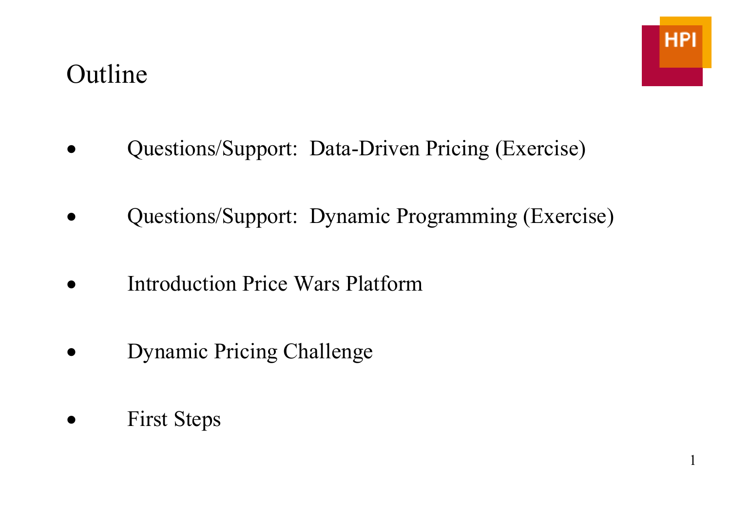# Outline

- Questions/Support: Data-Driven Pricing (Exercise)
- Questions/Support: Dynamic Programming (Exercise)
- Introduction Price Wars Platform
- Dynamic Pricing Challenge
- First Steps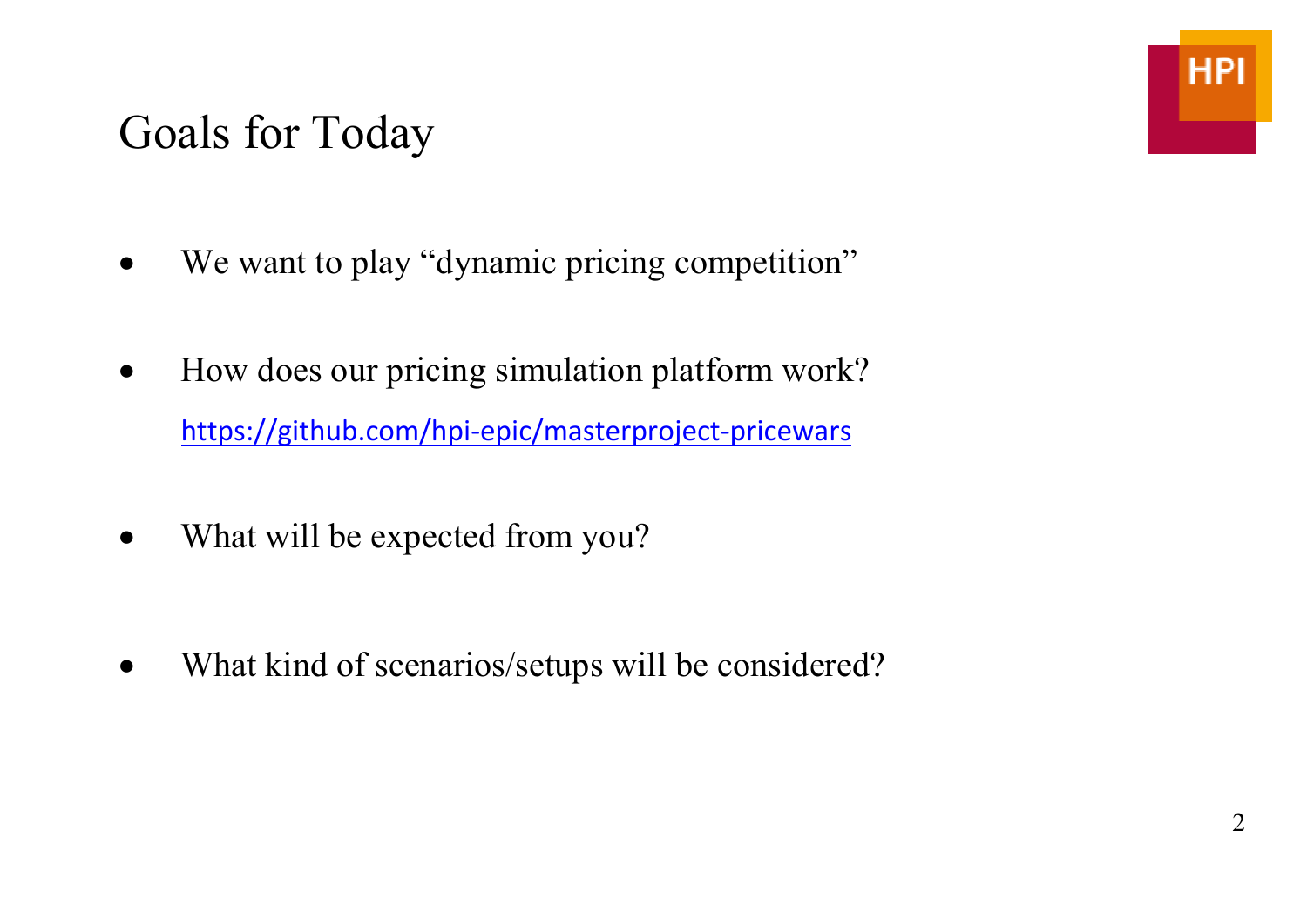# Goals for Today

- We want to play "dynamic pricing competition"
- How does our pricing simulation platform work?
  https://github.com/hpi-epic/masterproject-pricewars
- What will be expected from you?
- What kind of scenarios/setups will be considered?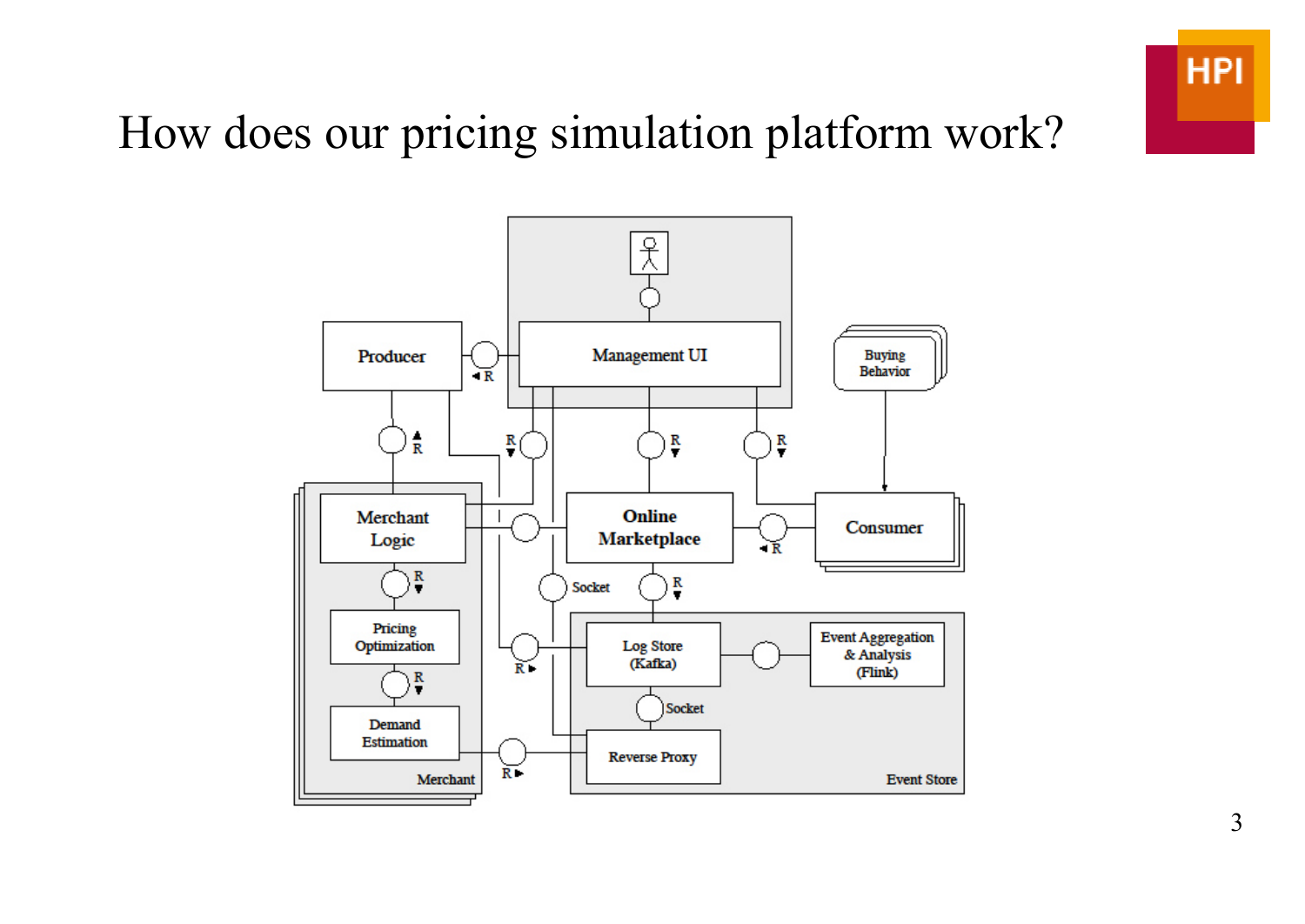# How does our pricing simulation platform work?

Producer

Management UI

Buying Behavior

Merchant Logic

Online Marketplace

Consumer

Pricing Optimization

Demand Estimation

Merchant

Socket

Log Store (Kafka)

Event Aggregation & Analysis (Flink)

Socket

Reverse Proxy

Event Store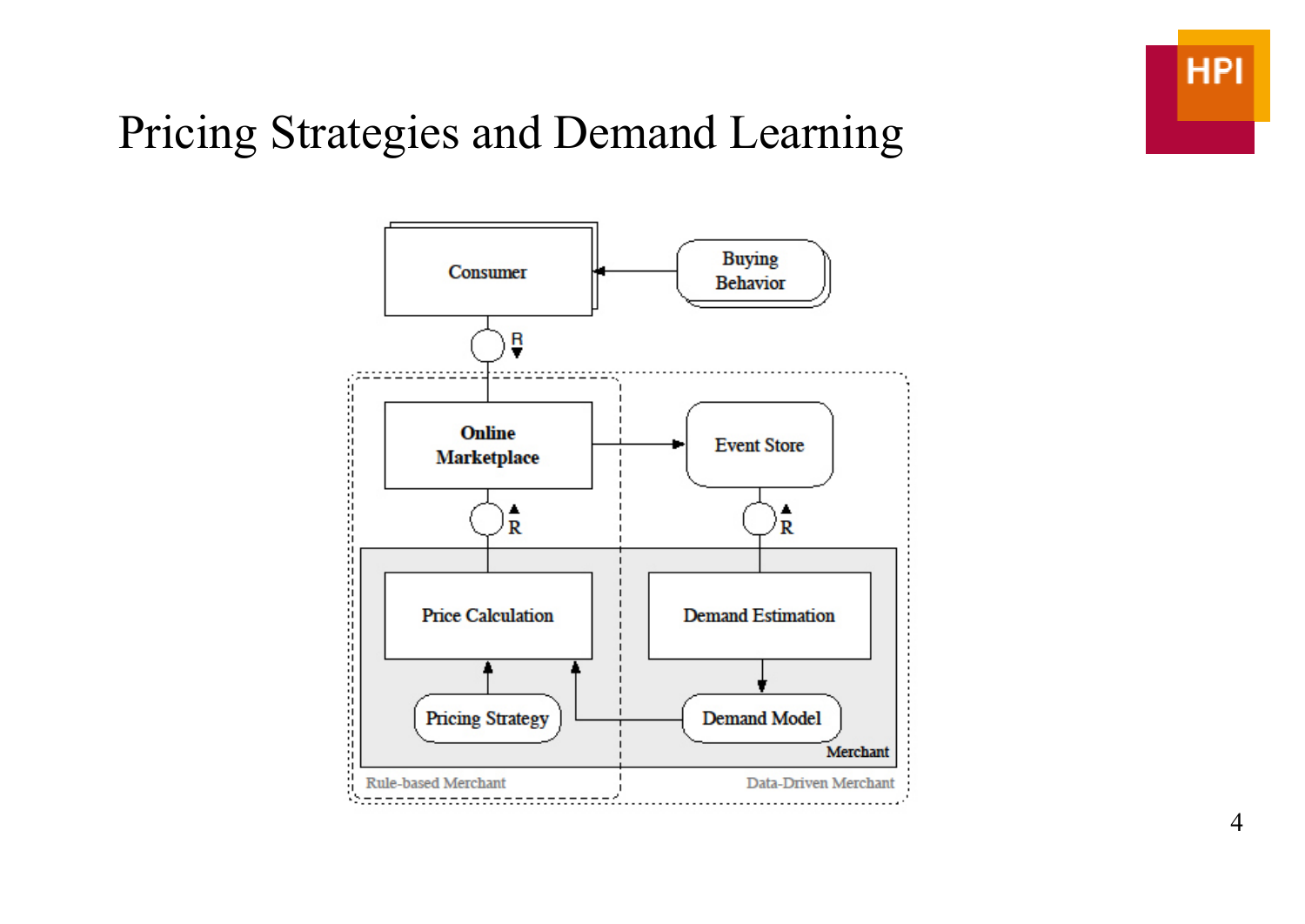# Pricing Strategies and Demand Learning

Consumer

Buying Behavior

R

Online Marketplace

Event Store

R

R

Price Calculation

Demand Estimation

Pricing Strategy

Demand Model

Merchant

Rule-based Merchant

Data-Driven Merchant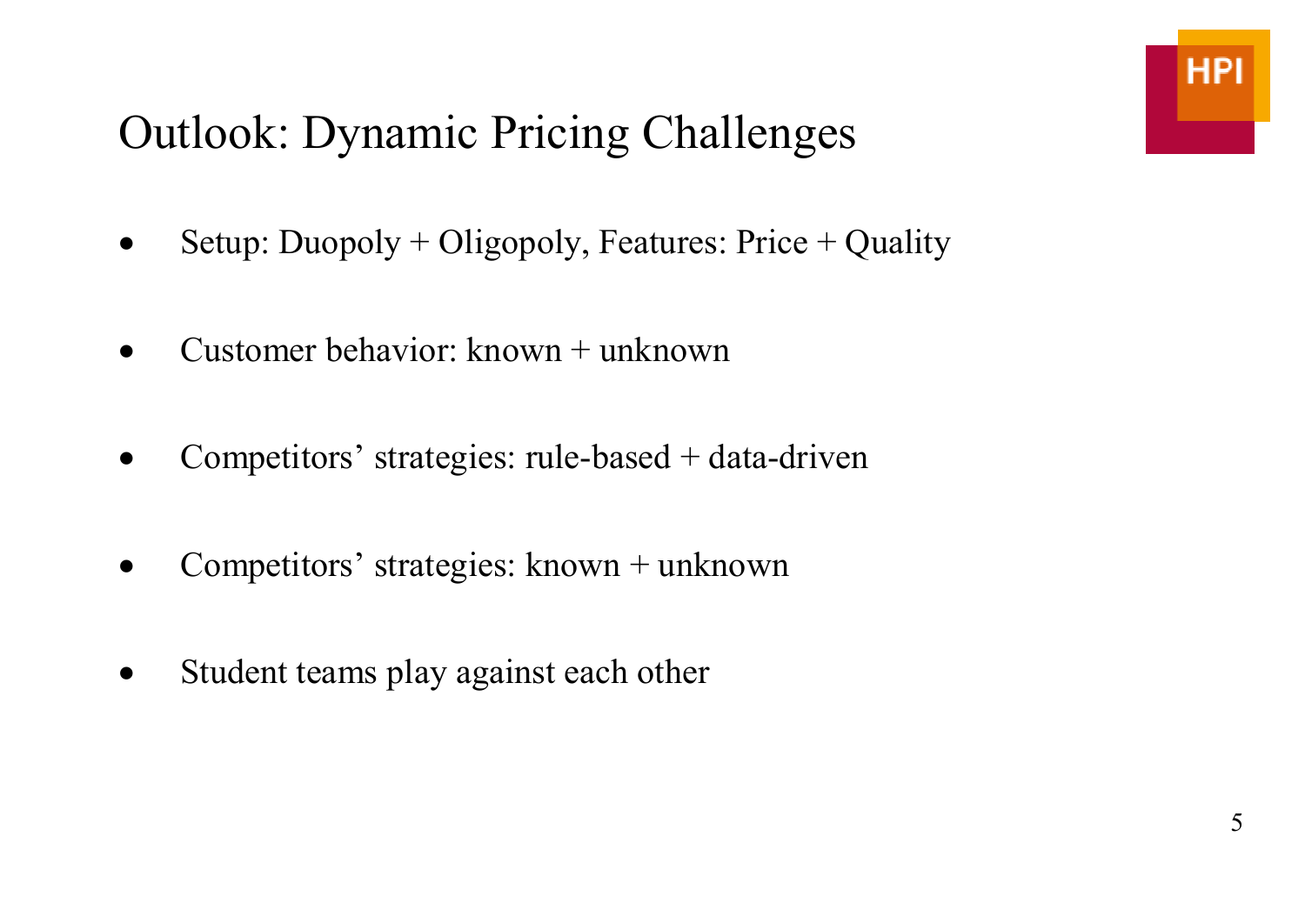# Outlook: Dynamic Pricing Challenges

- Setup: Duopoly + Oligopoly, Features: Price + Quality
- Customer behavior: known + unknown
- Competitors' strategies: rule-based + data-driven
- Competitors' strategies: known + unknown
- Student teams play against each other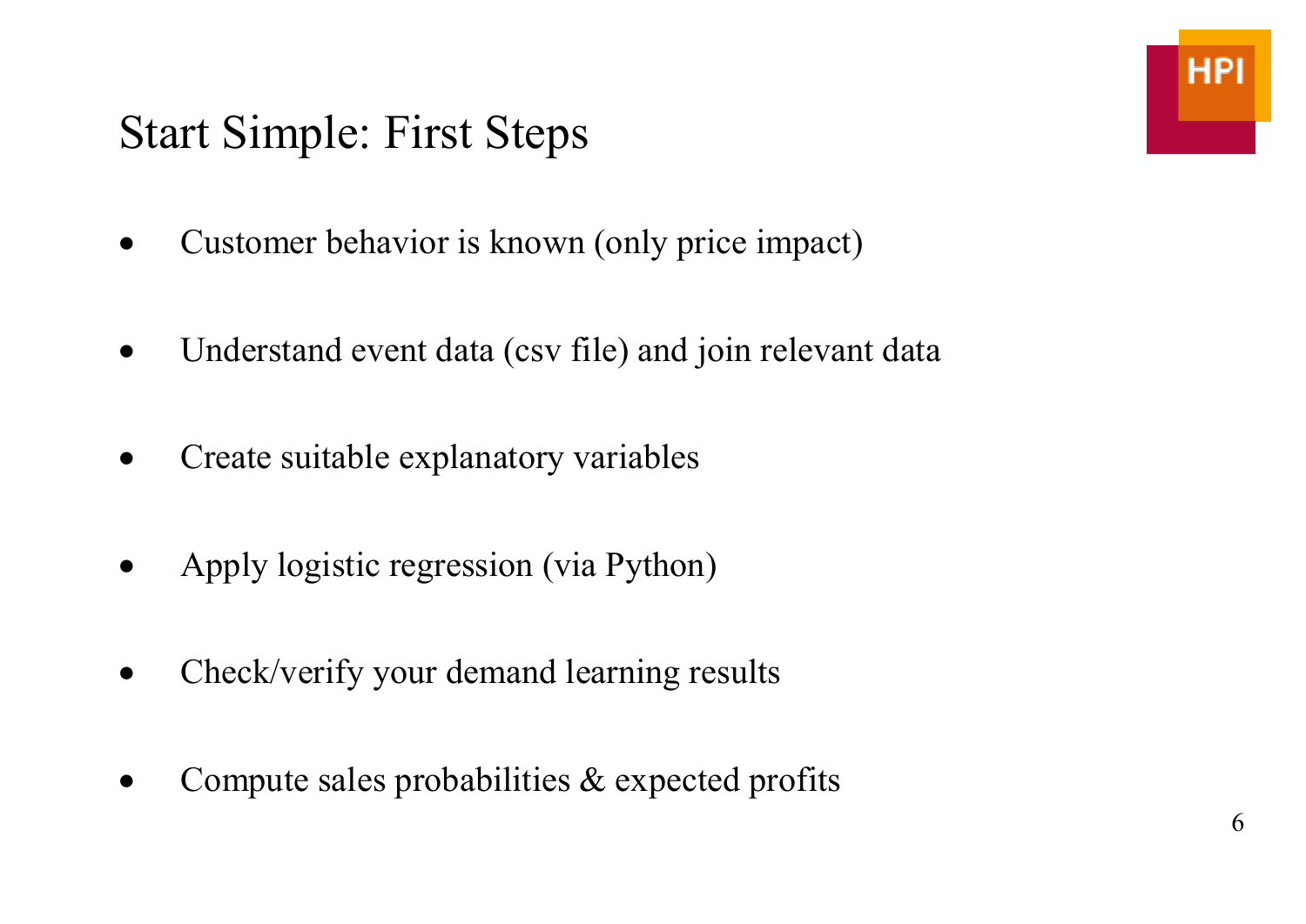# Start Simple: First Steps

- Customer behavior is known (only price impact)
- Understand event data (csv file) and join relevant data
- Create suitable explanatory variables
- Apply logistic regression (via Python)
- Check/verify your demand learning results
- Compute sales probabilities & expected profits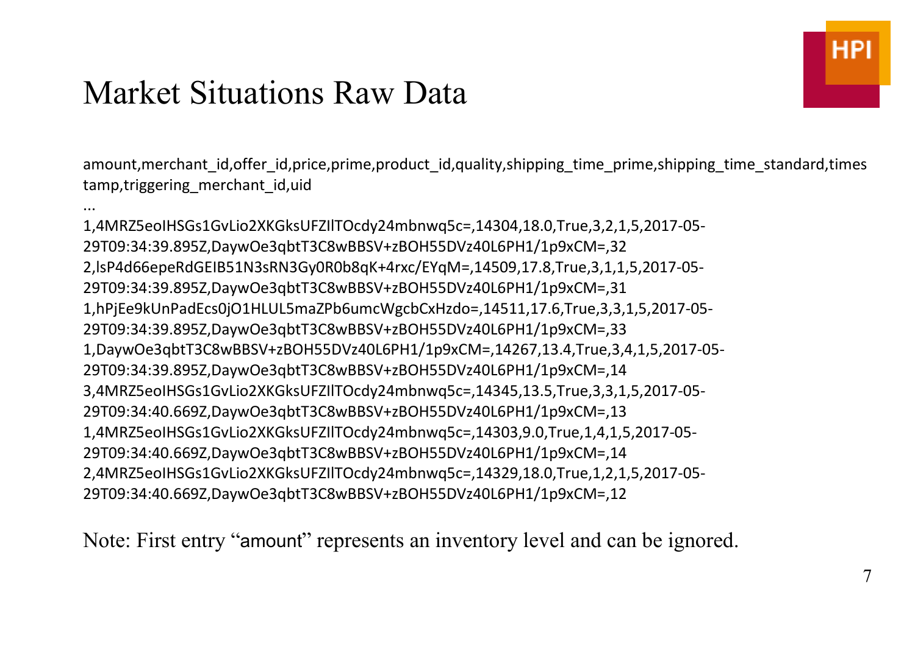# Market Situations Raw Data

```
amount,merchant_id,offer_id,price,prime,product_id,quality,shipping_time_prime,shipping_time_standard,timestamp,triggering_merchant_id,uid
...
1,4MRZ5eoIHSGs1GvLio2XKGksUFZIlTOcdy24mbnwq5c=,14304,18.0,True,3,2,1,5,2017-05-29T09:34:39.895Z,DaywOe3qbtT3C8wBBSV+zBOH55DVz40L6PH1/1p9xCM=,32
2,lsP4d66epeRdGEIB51N3sRN3Gy0R0b8qK+4rxc/EYqM=,14509,17.8,True,3,1,1,5,2017-05-29T09:34:39.895Z,DaywOe3qbtT3C8wBBSV+zBOH55DVz40L6PH1/1p9xCM=,31
1,hPjEe9kUnPadEcs0jO1HLUL5maZPb6umcWgcbCxHzdo=,14511,17.6,True,3,3,1,5,2017-05-29T09:34:39.895Z,DaywOe3qbtT3C8wBBSV+zBOH55DVz40L6PH1/1p9xCM=,33
1,DaywOe3qbtT3C8wBBSV+zBOH55DVz40L6PH1/1p9xCM=,14267,13.4,True,3,4,1,5,2017-05-29T09:34:39.895Z,DaywOe3qbtT3C8wBBSV+zBOH55DVz40L6PH1/1p9xCM=,14
3,4MRZ5eoIHSGs1GvLio2XKGksUFZIlTOcdy24mbnwq5c=,14345,13.5,True,3,3,1,5,2017-05-29T09:34:40.669Z,DaywOe3qbtT3C8wBBSV+zBOH55DVz40L6PH1/1p9xCM=,13
1,4MRZ5eoIHSGs1GvLio2XKGksUFZIlTOcdy24mbnwq5c=,14303,9.0,True,1,4,1,5,2017-05-29T09:34:40.669Z,DaywOe3qbtT3C8wBBSV+zBOH55DVz40L6PH1/1p9xCM=,14
2,4MRZ5eoIHSGs1GvLio2XKGksUFZIlTOcdy24mbnwq5c=,14329,18.0,True,1,2,1,5,2017-05-29T09:34:40.669Z,DaywOe3qbtT3C8wBBSV+zBOH55DVz40L6PH1/1p9xCM=,12
```

Note: First entry “amount” represents an inventory level and can be ignored.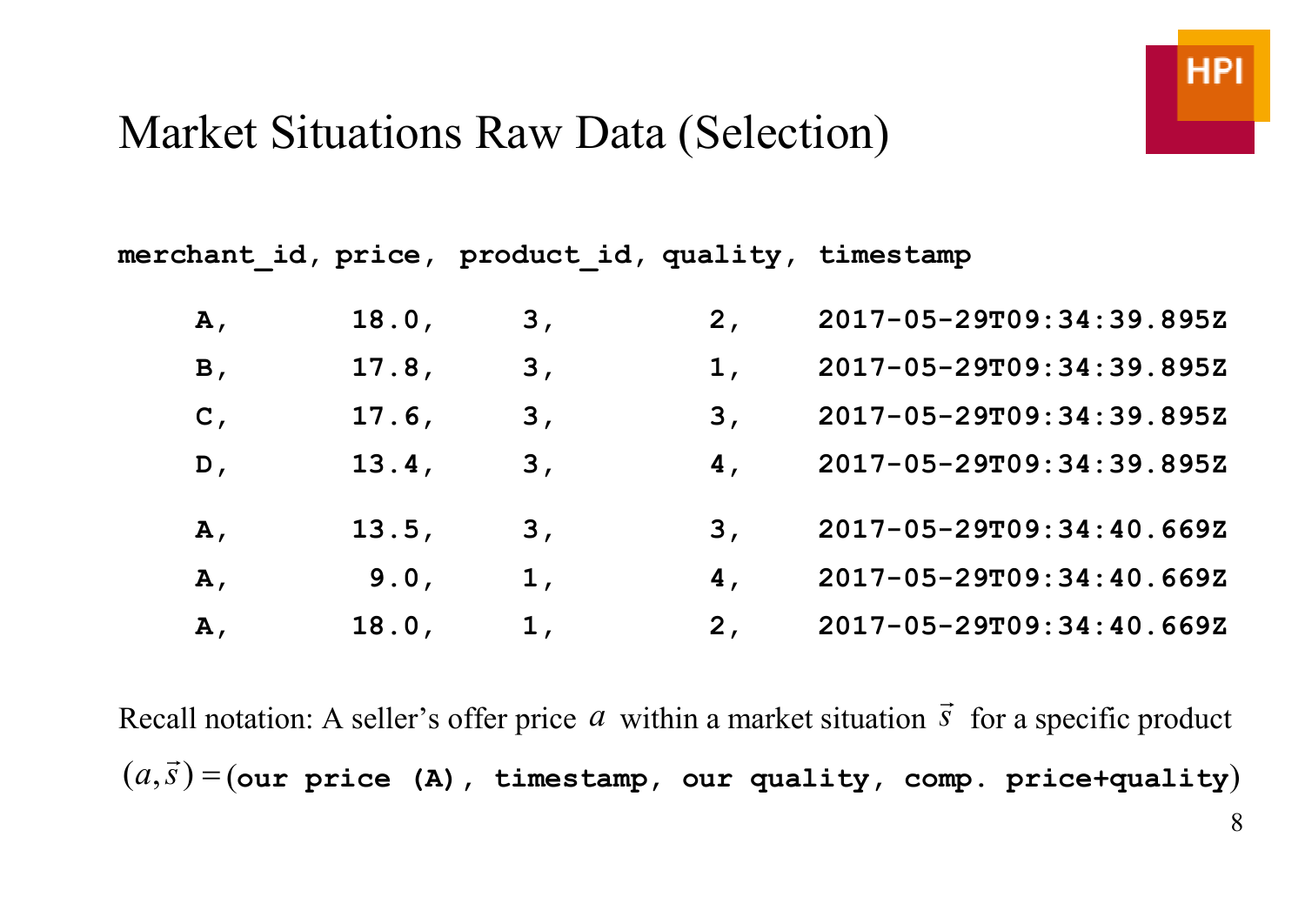# Market Situations Raw Data (Selection)

| merchant_id, | price, | product_id, | quality, | timestamp |
|---|---|---|---|---|
| A, | 18.0, | 3, | 2, | 2017-05-29T09:34:39.895Z |
| B, | 17.8, | 3, | 1, | 2017-05-29T09:34:39.895Z |
| C, | 17.6, | 3, | 3, | 2017-05-29T09:34:39.895Z |
| D, | 13.4, | 3, | 4, | 2017-05-29T09:34:39.895Z |
| A, | 13.5, | 3, | 3, | 2017-05-29T09:34:40.669Z |
| A, | 9.0, | 1, | 4, | 2017-05-29T09:34:40.669Z |
| A, | 18.0, | 1, | 2, | 2017-05-29T09:34:40.669Z |

Recall notation: A seller's offer price $a$ within a market situation $\vec{s}$ for a specific product

$(a, \vec{s}) =$ (**our price (A), timestamp, our quality, comp. price+quality**)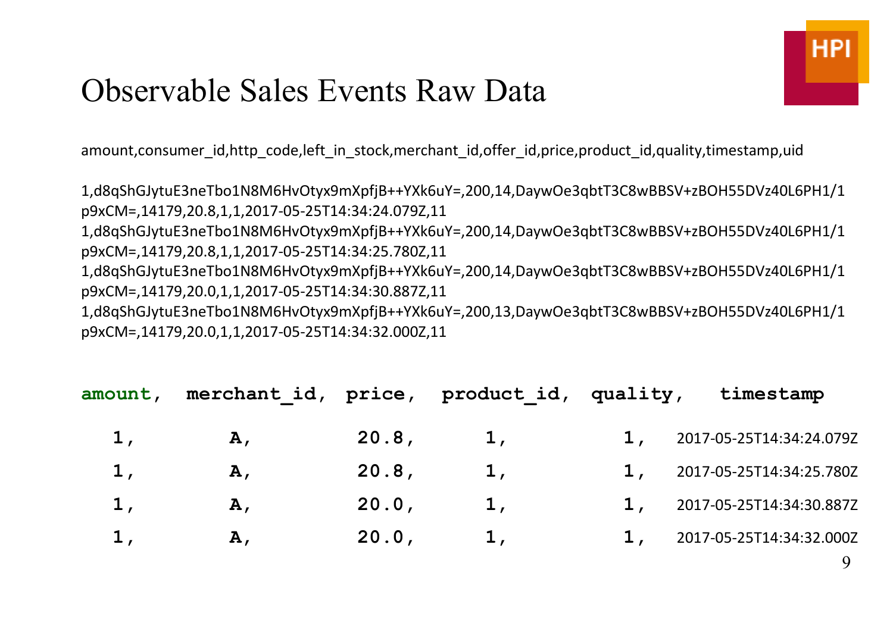# Observable Sales Events Raw Data

amount,consumer_id,http_code,left_in_stock,merchant_id,offer_id,price,product_id,quality,timestamp,uid

```
1,d8qShGJytuE3neTbo1N8M6HvOtyx9mXpfjB++YXk6uY=,200,14,DaywOe3qbtT3C8wBBSV+zBOH55DVz40L6PH1/1p9xCM=,14179,20.8,1,1,2017-05-25T14:34:24.079Z,11
1,d8qShGJytuE3neTbo1N8M6HvOtyx9mXpfjB++YXk6uY=,200,14,DaywOe3qbtT3C8wBBSV+zBOH55DVz40L6PH1/1p9xCM=,14179,20.8,1,1,2017-05-25T14:34:25.780Z,11
1,d8qShGJytuE3neTbo1N8M6HvOtyx9mXpfjB++YXk6uY=,200,14,DaywOe3qbtT3C8wBBSV+zBOH55DVz40L6PH1/1p9xCM=,14179,20.0,1,1,2017-05-25T14:34:30.887Z,11
1,d8qShGJytuE3neTbo1N8M6HvOtyx9mXpfjB++YXk6uY=,200,13,DaywOe3qbtT3C8wBBSV+zBOH55DVz40L6PH1/1p9xCM=,14179,20.0,1,1,2017-05-25T14:34:32.000Z,11
```

| amount, | merchant_id, | price, | product_id, | quality, | timestamp |
|---|---|---|---|---|---|
| 1, | A, | 20.8, | 1, | 1, | 2017-05-25T14:34:24.079Z |
| 1, | A, | 20.8, | 1, | 1, | 2017-05-25T14:34:25.780Z |
| 1, | A, | 20.0, | 1, | 1, | 2017-05-25T14:34:30.887Z |
| 1, | A, | 20.0, | 1, | 1, | 2017-05-25T14:34:32.000Z |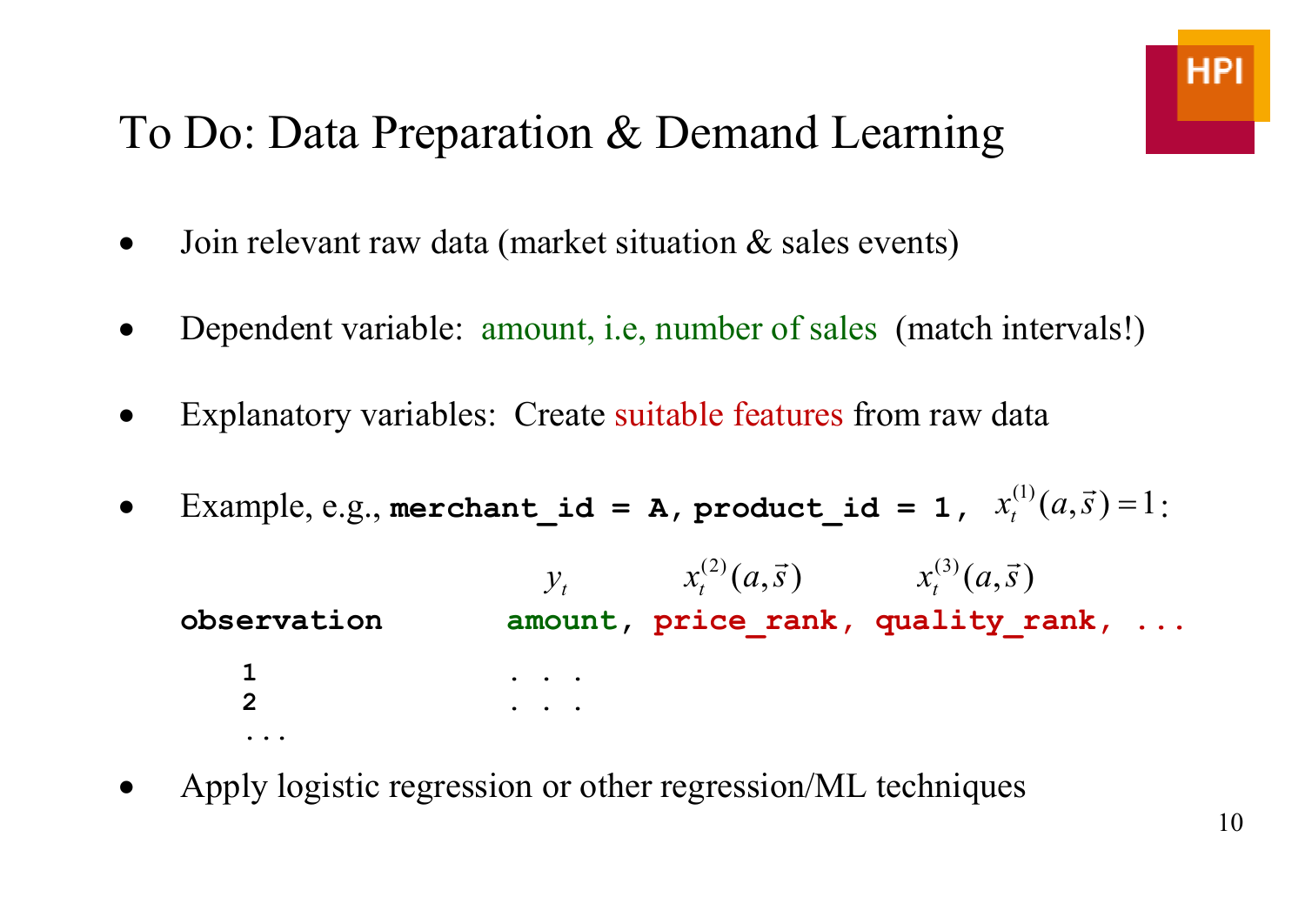# To Do: Data Preparation & Demand Learning

- Join relevant raw data (market situation & sales events)
- Dependent variable: amount, i.e, number of sales (match intervals!)
- Explanatory variables: Create suitable features from raw data
- Example, e.g., **`merchant_id = A, product_id = 1,`** $x_t^{(1)}(a, \vec{s}) = 1$:

$$y_t \qquad x_t^{(2)}(a, \vec{s}) \qquad x_t^{(3)}(a, \vec{s})$$

```
observation       amount, price_rank, quality_rank, ...

    1              . . .
    2              . . .
    ...
```

- Apply logistic regression or other regression/ML techniques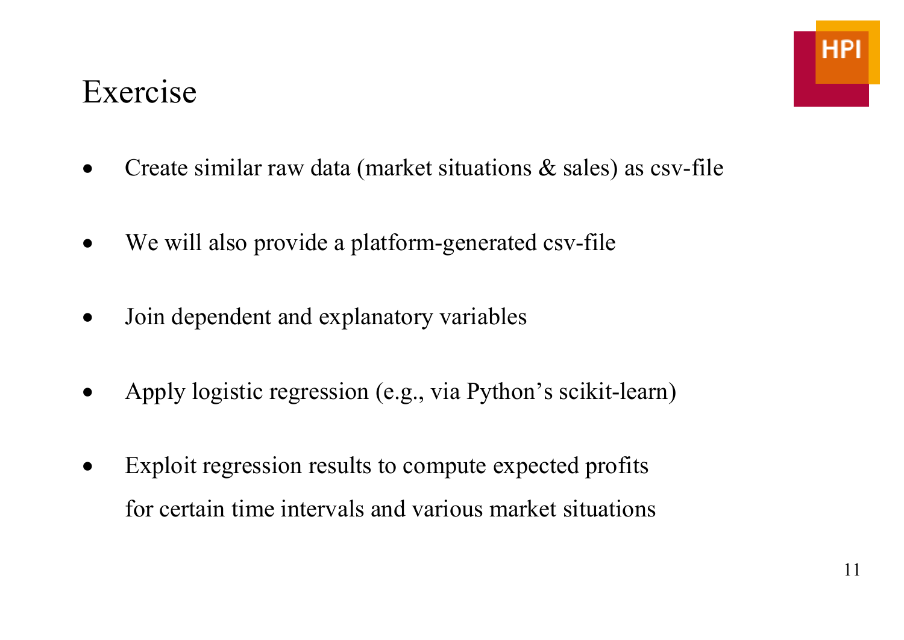# Exercise

- Create similar raw data (market situations & sales) as csv-file
- We will also provide a platform-generated csv-file
- Join dependent and explanatory variables
- Apply logistic regression (e.g., via Python's scikit-learn)
- Exploit regression results to compute expected profits for certain time intervals and various market situations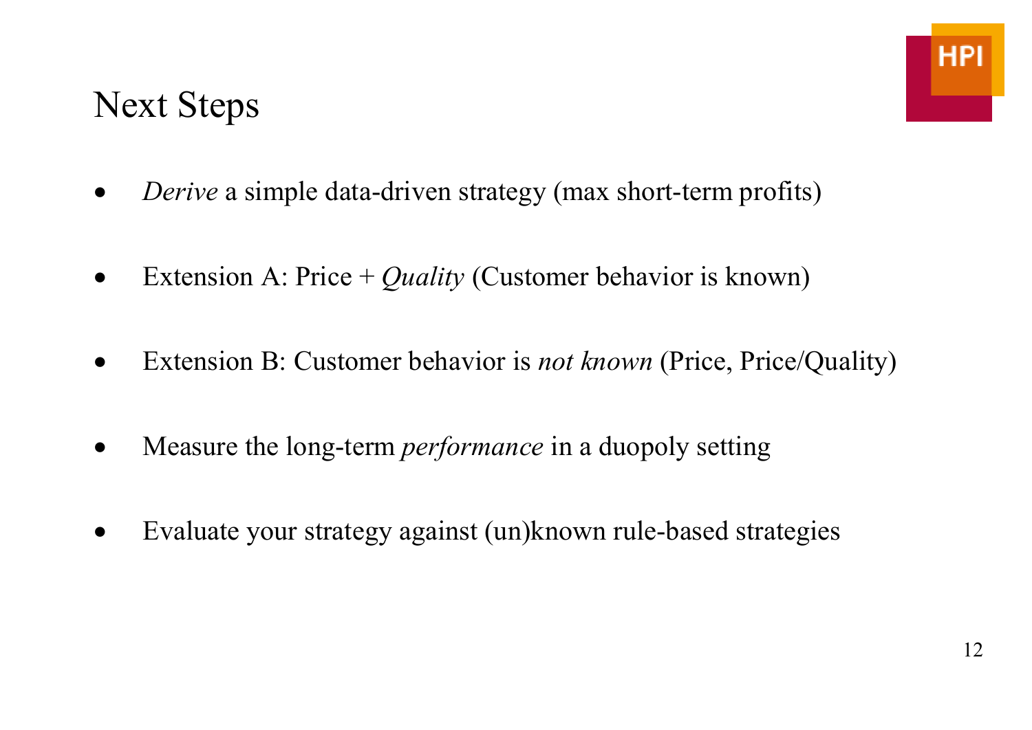# Next Steps

- *Derive* a simple data-driven strategy (max short-term profits)
- Extension A: Price + *Quality* (Customer behavior is known)
- Extension B: Customer behavior is *not known* (Price, Price/Quality)
- Measure the long-term *performance* in a duopoly setting
- Evaluate your strategy against (un)known rule-based strategies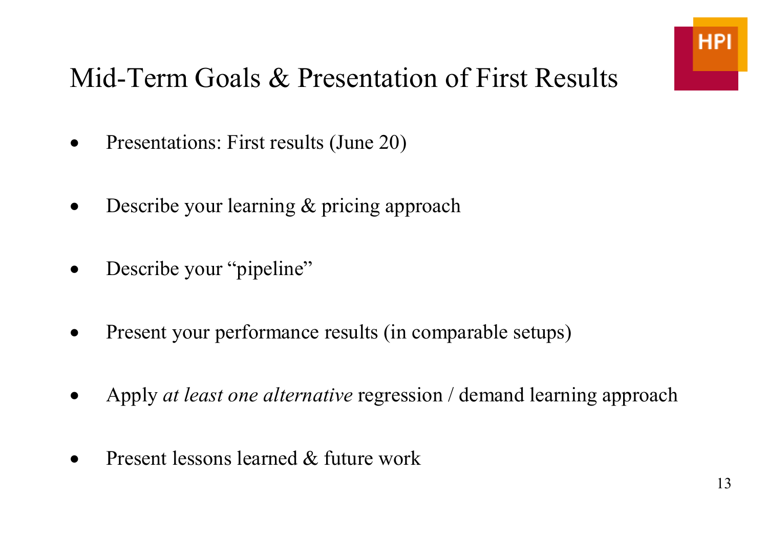# Mid-Term Goals & Presentation of First Results

- Presentations: First results (June 20)
- Describe your learning & pricing approach
- Describe your "pipeline"
- Present your performance results (in comparable setups)
- Apply *at least one alternative* regression / demand learning approach
- Present lessons learned & future work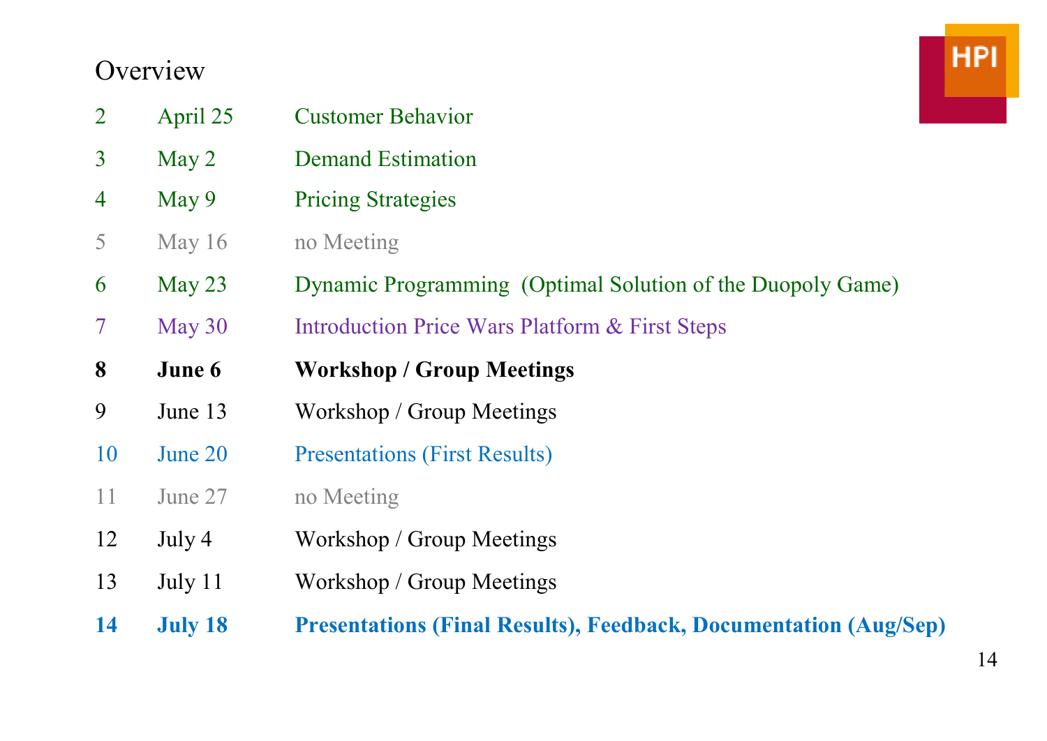## Overview

| | | |
|---|---|---|
| 2 | April 25 | Customer Behavior |
| 3 | May 2 | Demand Estimation |
| 4 | May 9 | Pricing Strategies |
| 5 | May 16 | no Meeting |
| 6 | May 23 | Dynamic Programming (Optimal Solution of the Duopoly Game) |
| 7 | May 30 | Introduction Price Wars Platform & First Steps |
| **8** | **June 6** | **Workshop / Group Meetings** |
| 9 | June 13 | Workshop / Group Meetings |
| 10 | June 20 | Presentations (First Results) |
| 11 | June 27 | no Meeting |
| 12 | July 4 | Workshop / Group Meetings |
| 13 | July 11 | Workshop / Group Meetings |
| **14** | **July 18** | **Presentations (Final Results), Feedback, Documentation (Aug/Sep)** |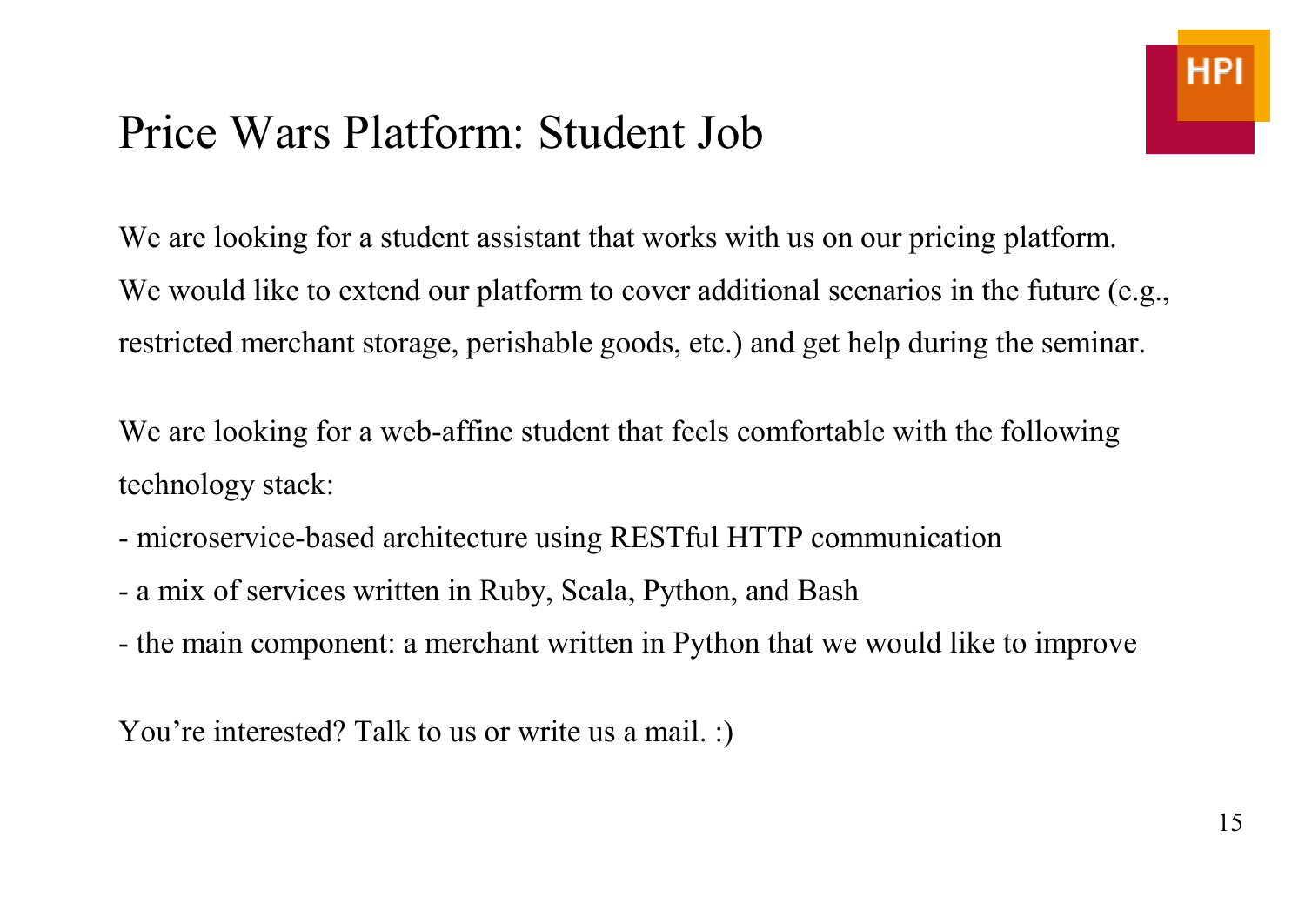# Price Wars Platform: Student Job

We are looking for a student assistant that works with us on our pricing platform. We would like to extend our platform to cover additional scenarios in the future (e.g., restricted merchant storage, perishable goods, etc.) and get help during the seminar.

We are looking for a web-affine student that feels comfortable with the following technology stack:

- microservice-based architecture using RESTful HTTP communication
- a mix of services written in Ruby, Scala, Python, and Bash
- the main component: a merchant written in Python that we would like to improve

You're interested? Talk to us or write us a mail. :)